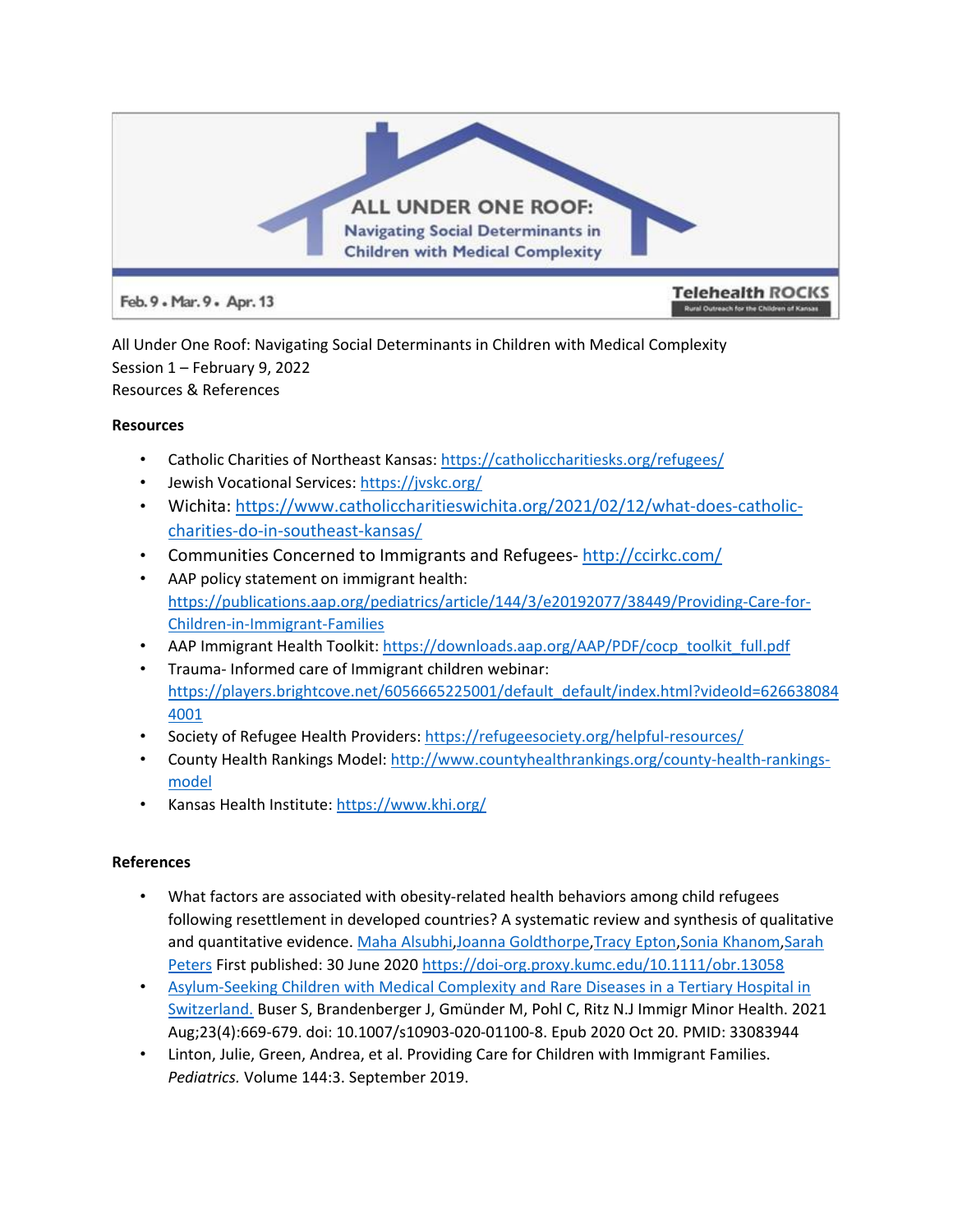ALL UNDER ONE ROOF: Navigating Social Determinants in Children with Medical Complexity

Feb. 9 • Mar. 9 • Apr. 13

Telehealth ROCKS
Rural Outreach for the Children of Kansas

All Under One Roof: Navigating Social Determinants in Children with Medical Complexity
Session 1 – February 9, 2022
Resources & References

**Resources**

- Catholic Charities of Northeast Kansas: https://catholiccharitiesks.org/refugees/
- Jewish Vocational Services: https://jvskc.org/
- Wichita: https://www.catholiccharitieswichita.org/2021/02/12/what-does-catholic-charities-do-in-southeast-kansas/
- Communities Concerned to Immigrants and Refugees- http://ccirkc.com/
- AAP policy statement on immigrant health: https://publications.aap.org/pediatrics/article/144/3/e20192077/38449/Providing-Care-for-Children-in-Immigrant-Families
- AAP Immigrant Health Toolkit: https://downloads.aap.org/AAP/PDF/cocp_toolkit_full.pdf
- Trauma- Informed care of Immigrant children webinar: https://players.brightcove.net/6056665225001/default_default/index.html?videoId=6266380844001
- Society of Refugee Health Providers: https://refugeesociety.org/helpful-resources/
- County Health Rankings Model: http://www.countyhealthrankings.org/county-health-rankings-model
- Kansas Health Institute: https://www.khi.org/

**References**

- What factors are associated with obesity-related health behaviors among child refugees following resettlement in developed countries? A systematic review and synthesis of qualitative and quantitative evidence. Maha Alsubhi,Joanna Goldthorpe,Tracy Epton,Sonia Khanom,Sarah Peters First published: 30 June 2020 https://doi-org.proxy.kumc.edu/10.1111/obr.13058
- Asylum-Seeking Children with Medical Complexity and Rare Diseases in a Tertiary Hospital in Switzerland. Buser S, Brandenberger J, Gmünder M, Pohl C, Ritz N.J Immigr Minor Health. 2021 Aug;23(4):669-679. doi: 10.1007/s10903-020-01100-8. Epub 2020 Oct 20. PMID: 33083944
- Linton, Julie, Green, Andrea, et al. Providing Care for Children with Immigrant Families. *Pediatrics*. Volume 144:3. September 2019.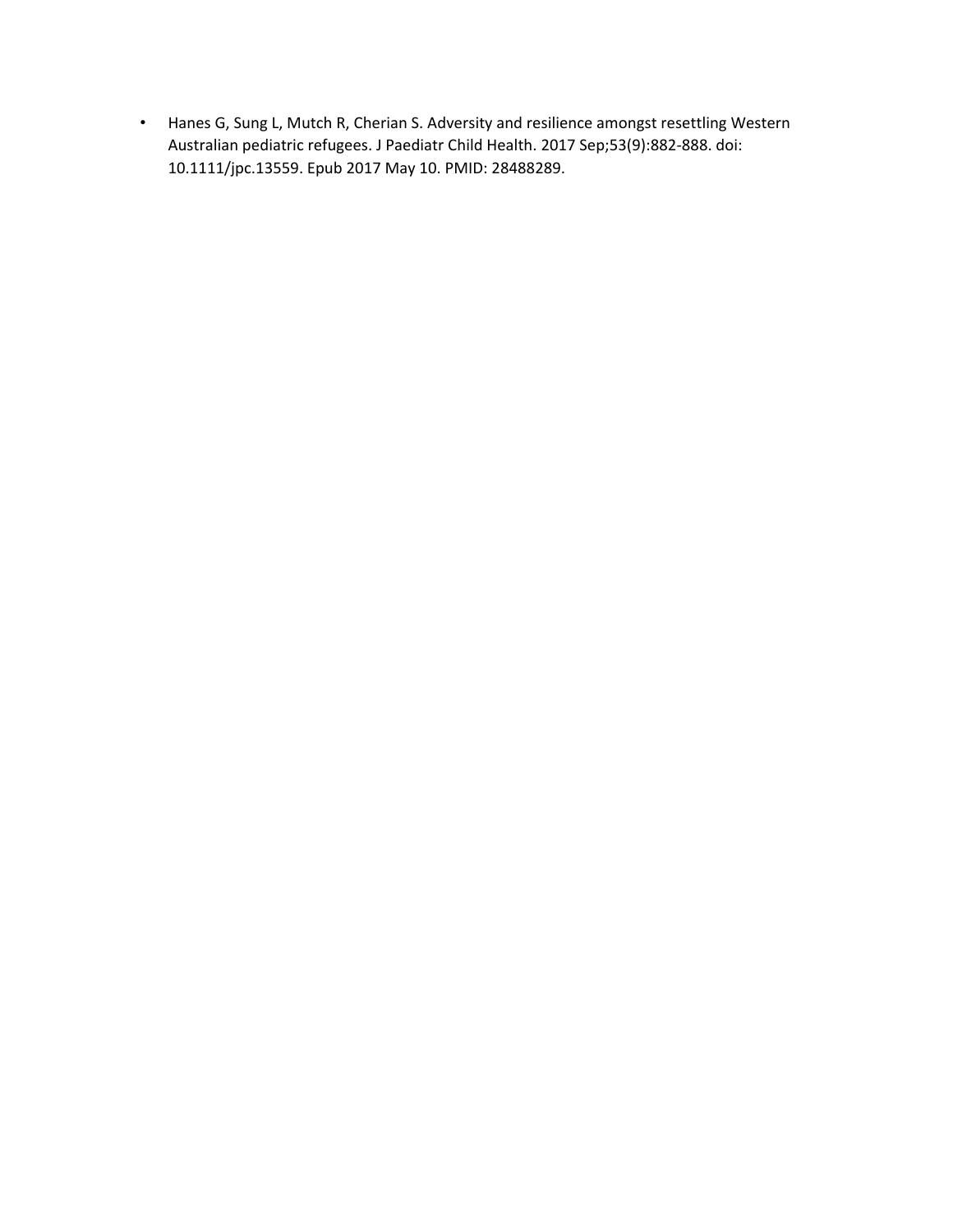- Hanes G, Sung L, Mutch R, Cherian S. Adversity and resilience amongst resettling Western Australian pediatric refugees. J Paediatr Child Health. 2017 Sep;53(9):882-888. doi: 10.1111/jpc.13559. Epub 2017 May 10. PMID: 28488289.